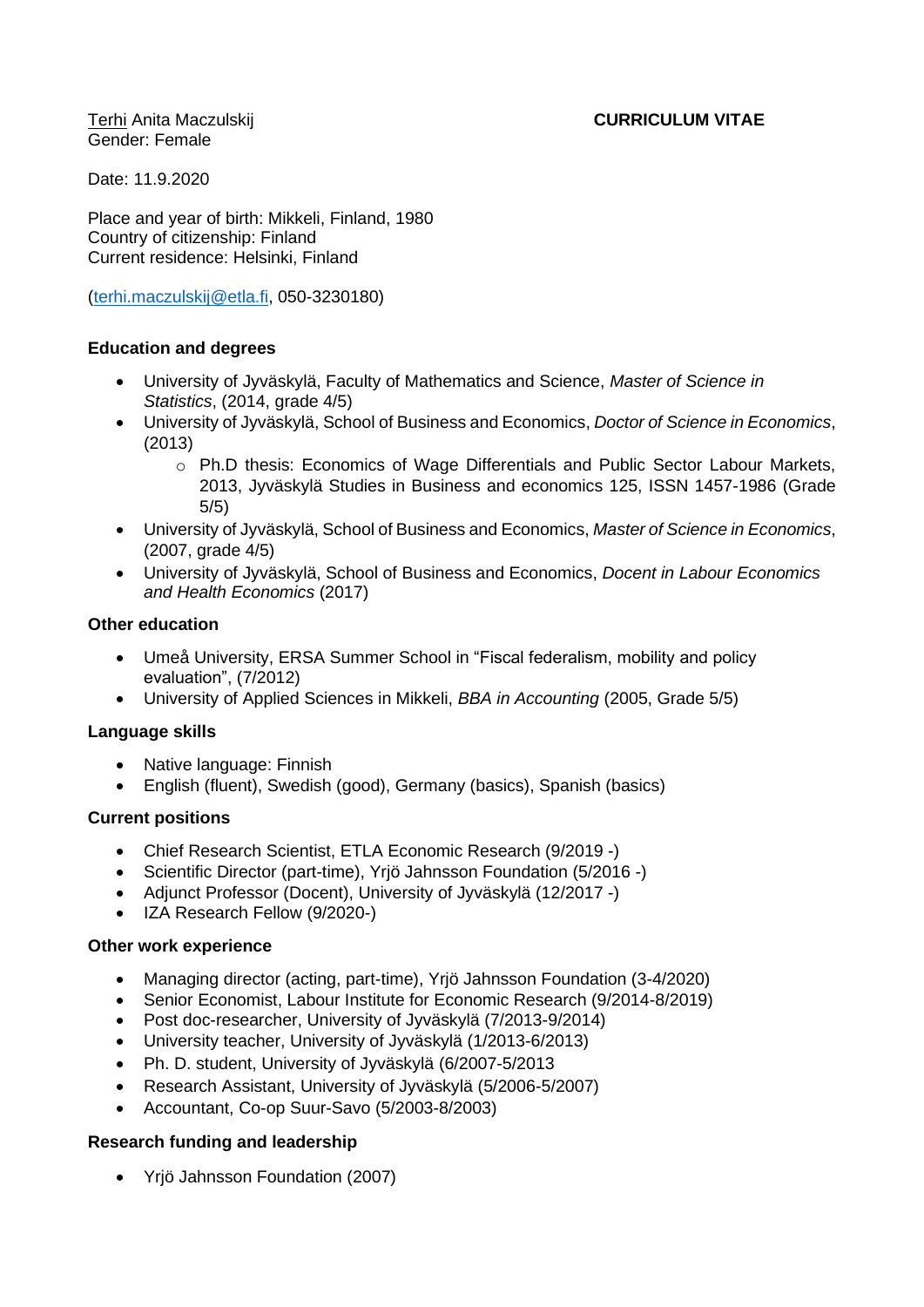Terhi Anita Maczulskij

Gender: Female

**CURRICULUM VITAE**

Date: 11.9.2020

Place and year of birth: Mikkeli, Finland, 1980
Country of citizenship: Finland
Current residence: Helsinki, Finland

(terhi.maczulskij@etla.fi, 050-3230180)

**Education and degrees**

- University of Jyväskylä, Faculty of Mathematics and Science, *Master of Science in Statistics*, (2014, grade 4/5)
- University of Jyväskylä, School of Business and Economics, *Doctor of Science in Economics*, (2013)
    - Ph.D thesis: Economics of Wage Differentials and Public Sector Labour Markets, 2013, Jyväskylä Studies in Business and economics 125, ISSN 1457-1986 (Grade 5/5)
- University of Jyväskylä, School of Business and Economics, *Master of Science in Economics*, (2007, grade 4/5)
- University of Jyväskylä, School of Business and Economics, *Docent in Labour Economics and Health Economics* (2017)

**Other education**

- Umeå University, ERSA Summer School in "Fiscal federalism, mobility and policy evaluation", (7/2012)
- University of Applied Sciences in Mikkeli, *BBA in Accounting* (2005, Grade 5/5)

**Language skills**

- Native language: Finnish
- English (fluent), Swedish (good), Germany (basics), Spanish (basics)

**Current positions**

- Chief Research Scientist, ETLA Economic Research (9/2019 -)
- Scientific Director (part-time), Yrjö Jahnsson Foundation (5/2016 -)
- Adjunct Professor (Docent), University of Jyväskylä (12/2017 -)
- IZA Research Fellow (9/2020-)

**Other work experience**

- Managing director (acting, part-time), Yrjö Jahnsson Foundation (3-4/2020)
- Senior Economist, Labour Institute for Economic Research (9/2014-8/2019)
- Post doc-researcher, University of Jyväskylä (7/2013-9/2014)
- University teacher, University of Jyväskylä (1/2013-6/2013)
- Ph. D. student, University of Jyväskylä (6/2007-5/2013
- Research Assistant, University of Jyväskylä (5/2006-5/2007)
- Accountant, Co-op Suur-Savo (5/2003-8/2003)

**Research funding and leadership**

- Yrjö Jahnsson Foundation (2007)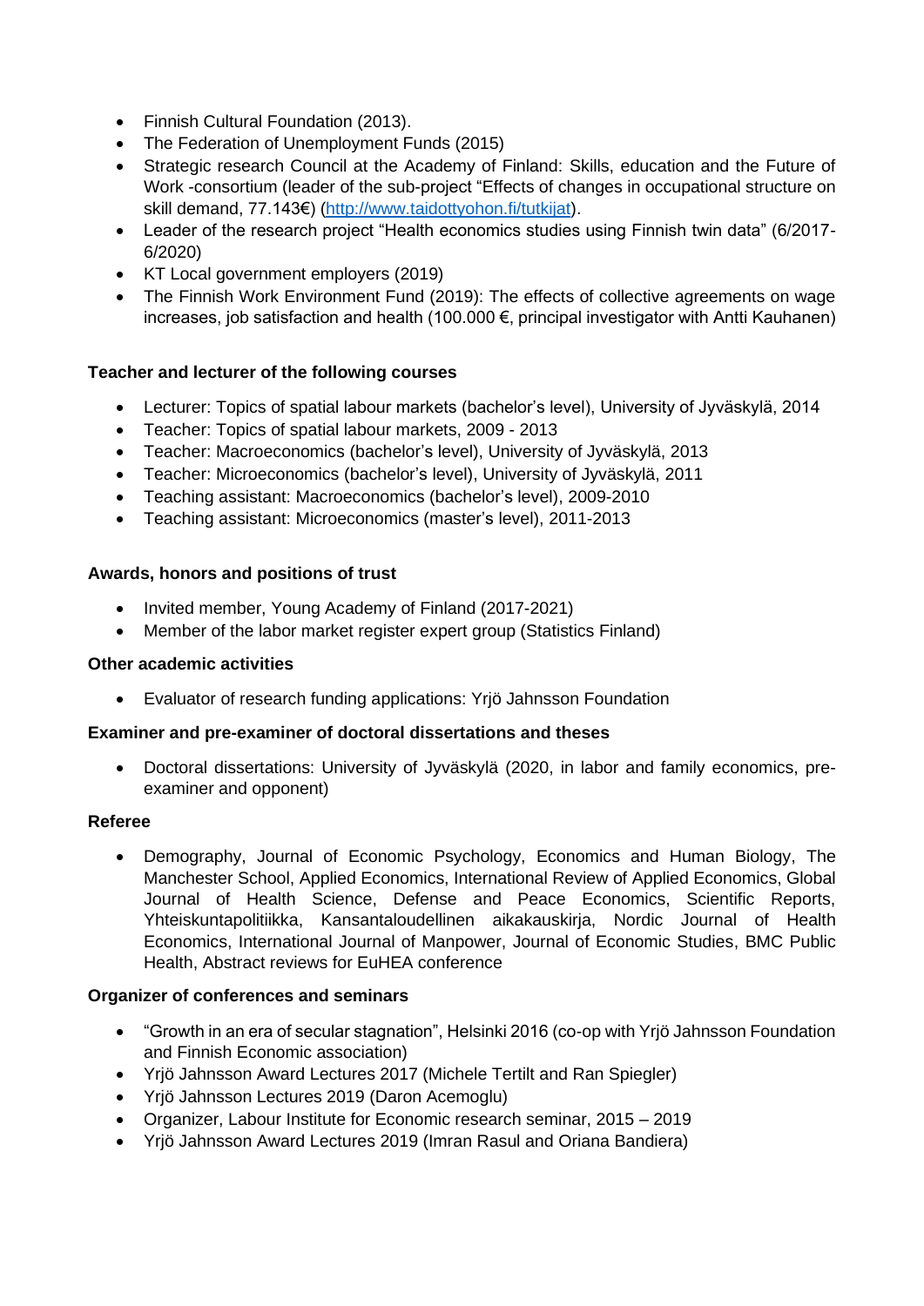- Finnish Cultural Foundation (2013).
- The Federation of Unemployment Funds (2015)
- Strategic research Council at the Academy of Finland: Skills, education and the Future of Work -consortium (leader of the sub-project "Effects of changes in occupational structure on skill demand, 77.143€) (http://www.taidottyohon.fi/tutkijat).
- Leader of the research project "Health economics studies using Finnish twin data" (6/2017-6/2020)
- KT Local government employers (2019)
- The Finnish Work Environment Fund (2019): The effects of collective agreements on wage increases, job satisfaction and health (100.000 €, principal investigator with Antti Kauhanen)

**Teacher and lecturer of the following courses**

- Lecturer: Topics of spatial labour markets (bachelor's level), University of Jyväskylä, 2014
- Teacher: Topics of spatial labour markets, 2009 - 2013
- Teacher: Macroeconomics (bachelor's level), University of Jyväskylä, 2013
- Teacher: Microeconomics (bachelor's level), University of Jyväskylä, 2011
- Teaching assistant: Macroeconomics (bachelor's level), 2009-2010
- Teaching assistant: Microeconomics (master's level), 2011-2013

**Awards, honors and positions of trust**

- Invited member, Young Academy of Finland (2017-2021)
- Member of the labor market register expert group (Statistics Finland)

**Other academic activities**

- Evaluator of research funding applications: Yrjö Jahnsson Foundation

**Examiner and pre-examiner of doctoral dissertations and theses**

- Doctoral dissertations: University of Jyväskylä (2020, in labor and family economics, pre-examiner and opponent)

**Referee**

- Demography, Journal of Economic Psychology, Economics and Human Biology, The Manchester School, Applied Economics, International Review of Applied Economics, Global Journal of Health Science, Defense and Peace Economics, Scientific Reports, Yhteiskuntapolitiikka, Kansantaloudellinen aikakauskirja, Nordic Journal of Health Economics, International Journal of Manpower, Journal of Economic Studies, BMC Public Health, Abstract reviews for EuHEA conference

**Organizer of conferences and seminars**

- "Growth in an era of secular stagnation", Helsinki 2016 (co-op with Yrjö Jahnsson Foundation and Finnish Economic association)
- Yrjö Jahnsson Award Lectures 2017 (Michele Tertilt and Ran Spiegler)
- Yrjö Jahnsson Lectures 2019 (Daron Acemoglu)
- Organizer, Labour Institute for Economic research seminar, 2015 – 2019
- Yrjö Jahnsson Award Lectures 2019 (Imran Rasul and Oriana Bandiera)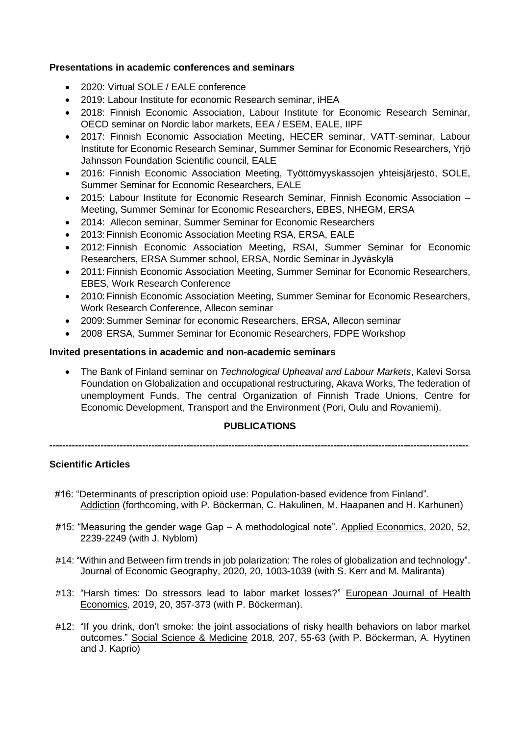**Presentations in academic conferences and seminars**

- 2020: Virtual SOLE / EALE conference
- 2019: Labour Institute for economic Research seminar, iHEA
- 2018: Finnish Economic Association, Labour Institute for Economic Research Seminar, OECD seminar on Nordic labor markets, EEA / ESEM, EALE, IIPF
- 2017: Finnish Economic Association Meeting, HECER seminar, VATT-seminar, Labour Institute for Economic Research Seminar, Summer Seminar for Economic Researchers, Yrjö Jahnsson Foundation Scientific council, EALE
- 2016: Finnish Economic Association Meeting, Työttömyyskassojen yhteisjärjestö, SOLE, Summer Seminar for Economic Researchers, EALE
- 2015: Labour Institute for Economic Research Seminar, Finnish Economic Association – Meeting, Summer Seminar for Economic Researchers, EBES, NHEGM, ERSA
- 2014: Allecon seminar, Summer Seminar for Economic Researchers
- 2013: Finnish Economic Association Meeting RSA, ERSA, EALE
- 2012: Finnish Economic Association Meeting, RSAI, Summer Seminar for Economic Researchers, ERSA Summer school, ERSA, Nordic Seminar in Jyväskylä
- 2011: Finnish Economic Association Meeting, Summer Seminar for Economic Researchers, EBES, Work Research Conference
- 2010: Finnish Economic Association Meeting, Summer Seminar for Economic Researchers, Work Research Conference, Allecon seminar
- 2009: Summer Seminar for economic Researchers, ERSA, Allecon seminar
- 2008 ERSA, Summer Seminar for Economic Researchers, FDPE Workshop

**Invited presentations in academic and non-academic seminars**

- The Bank of Finland seminar on *Technological Upheaval and Labour Markets*, Kalevi Sorsa Foundation on Globalization and occupational restructuring, Akava Works, The federation of unemployment Funds, The central Organization of Finnish Trade Unions, Centre for Economic Development, Transport and the Environment (Pori, Oulu and Rovaniemi).

## PUBLICATIONS

---

**Scientific Articles**

#16: "Determinants of prescription opioid use: Population-based evidence from Finland". Addiction (forthcoming, with P. Böckerman, C. Hakulinen, M. Haapanen and H. Karhunen)

#15: "Measuring the gender wage Gap – A methodological note". Applied Economics, 2020, 52, 2239-2249 (with J. Nyblom)

#14: "Within and Between firm trends in job polarization: The roles of globalization and technology". Journal of Economic Geography, 2020, 20, 1003-1039 (with S. Kerr and M. Maliranta)

#13: "Harsh times: Do stressors lead to labor market losses?" European Journal of Health Economics*,* 2019, 20, 357-373 (with P. Böckerman).

#12: "If you drink, don't smoke: the joint associations of risky health behaviors on labor market outcomes." Social Science & Medicine 2018*,* 207, 55-63 (with P. Böckerman, A. Hyytinen and J. Kaprio)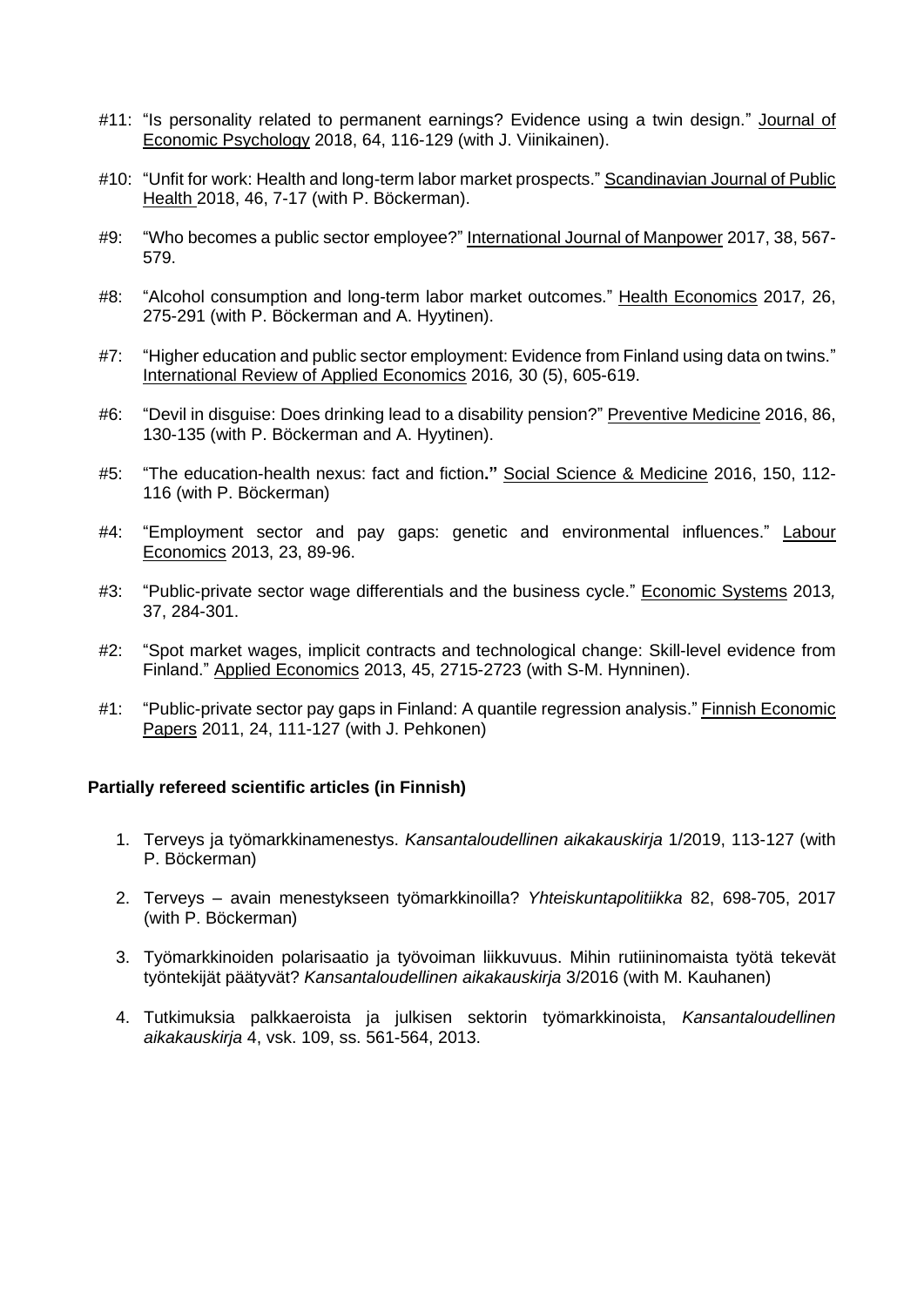#11: "Is personality related to permanent earnings? Evidence using a twin design." Journal of Economic Psychology 2018, 64, 116-129 (with J. Viinikainen).

#10: "Unfit for work: Health and long-term labor market prospects." Scandinavian Journal of Public Health 2018, 46, 7-17 (with P. Böckerman).

#9: "Who becomes a public sector employee?" International Journal of Manpower 2017, 38, 567-579.

#8: "Alcohol consumption and long-term labor market outcomes." Health Economics 2017, 26, 275-291 (with P. Böckerman and A. Hyytinen).

#7: "Higher education and public sector employment: Evidence from Finland using data on twins." International Review of Applied Economics 2016, 30 (5), 605-619.

#6: "Devil in disguise: Does drinking lead to a disability pension?" Preventive Medicine 2016, 86, 130-135 (with P. Böckerman and A. Hyytinen).

#5: "The education-health nexus: fact and fiction**."** Social Science & Medicine 2016, 150, 112-116 (with P. Böckerman)

#4: "Employment sector and pay gaps: genetic and environmental influences." Labour Economics 2013, 23, 89-96.

#3: "Public-private sector wage differentials and the business cycle." Economic Systems 2013, 37, 284-301.

#2: "Spot market wages, implicit contracts and technological change: Skill-level evidence from Finland." Applied Economics 2013, 45, 2715-2723 (with S-M. Hynninen).

#1: "Public-private sector pay gaps in Finland: A quantile regression analysis." Finnish Economic Papers 2011, 24, 111-127 (with J. Pehkonen)

**Partially refereed scientific articles (in Finnish)**

1. Terveys ja työmarkkinamenestys. *Kansantaloudellinen aikakauskirja* 1/2019, 113-127 (with P. Böckerman)
2. Terveys – avain menestykseen työmarkkinoilla? *Yhteiskuntapolitiikka* 82, 698-705, 2017 (with P. Böckerman)
3. Työmarkkinoiden polarisaatio ja työvoiman liikkuvuus. Mihin rutiininomaista työtä tekevät työntekijät päätyvät? *Kansantaloudellinen aikakauskirja* 3/2016 (with M. Kauhanen)
4. Tutkimuksia palkkaeroista ja julkisen sektorin työmarkkinoista, *Kansantaloudellinen aikakauskirja* 4, vsk. 109, ss. 561-564, 2013.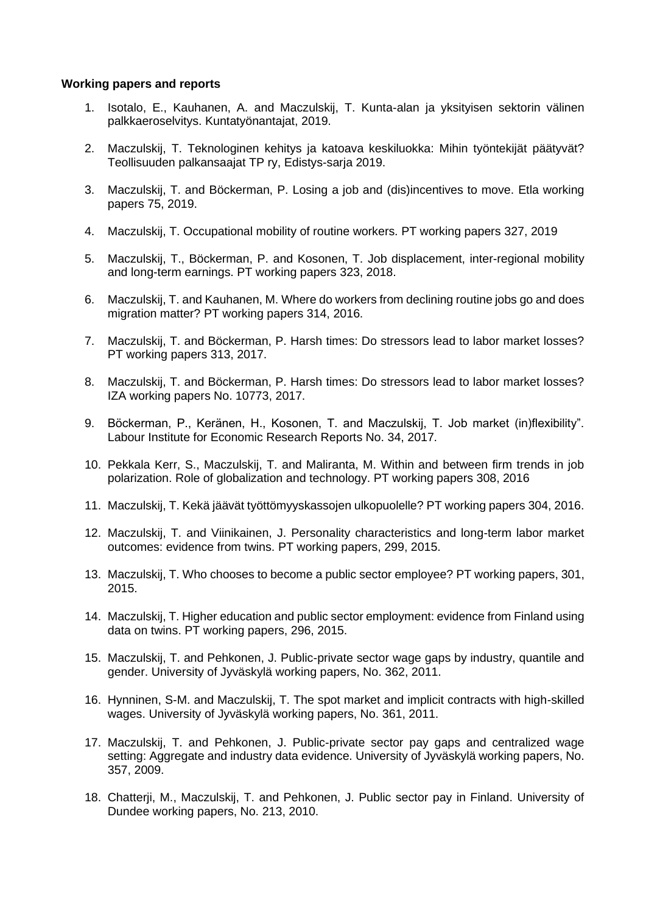**Working papers and reports**

1. Isotalo, E., Kauhanen, A. and Maczulskij, T. Kunta-alan ja yksityisen sektorin välinen palkkaeroselvitys. Kuntatyönantajat, 2019.

2. Maczulskij, T. Teknologinen kehitys ja katoava keskiluokka: Mihin työntekijät päätyvät? Teollisuuden palkansaajat TP ry, Edistys-sarja 2019.

3. Maczulskij, T. and Böckerman, P. Losing a job and (dis)incentives to move. Etla working papers 75, 2019.

4. Maczulskij, T. Occupational mobility of routine workers. PT working papers 327, 2019

5. Maczulskij, T., Böckerman, P. and Kosonen, T. Job displacement, inter-regional mobility and long-term earnings. PT working papers 323, 2018.

6. Maczulskij, T. and Kauhanen, M. Where do workers from declining routine jobs go and does migration matter? PT working papers 314, 2016.

7. Maczulskij, T. and Böckerman, P. Harsh times: Do stressors lead to labor market losses? PT working papers 313, 2017.

8. Maczulskij, T. and Böckerman, P. Harsh times: Do stressors lead to labor market losses? IZA working papers No. 10773, 2017.

9. Böckerman, P., Keränen, H., Kosonen, T. and Maczulskij, T. Job market (in)flexibility". Labour Institute for Economic Research Reports No. 34, 2017.

10. Pekkala Kerr, S., Maczulskij, T. and Maliranta, M. Within and between firm trends in job polarization. Role of globalization and technology. PT working papers 308, 2016

11. Maczulskij, T. Kekä jäävät työttömyyskassojen ulkopuolelle? PT working papers 304, 2016.

12. Maczulskij, T. and Viinikainen, J. Personality characteristics and long-term labor market outcomes: evidence from twins. PT working papers, 299, 2015.

13. Maczulskij, T. Who chooses to become a public sector employee? PT working papers, 301, 2015.

14. Maczulskij, T. Higher education and public sector employment: evidence from Finland using data on twins. PT working papers, 296, 2015.

15. Maczulskij, T. and Pehkonen, J. Public-private sector wage gaps by industry, quantile and gender. University of Jyväskylä working papers, No. 362, 2011.

16. Hynninen, S-M. and Maczulskij, T. The spot market and implicit contracts with high-skilled wages. University of Jyväskylä working papers, No. 361, 2011.

17. Maczulskij, T. and Pehkonen, J. Public-private sector pay gaps and centralized wage setting: Aggregate and industry data evidence. University of Jyväskylä working papers, No. 357, 2009.

18. Chatterji, M., Maczulskij, T. and Pehkonen, J. Public sector pay in Finland. University of Dundee working papers, No. 213, 2010.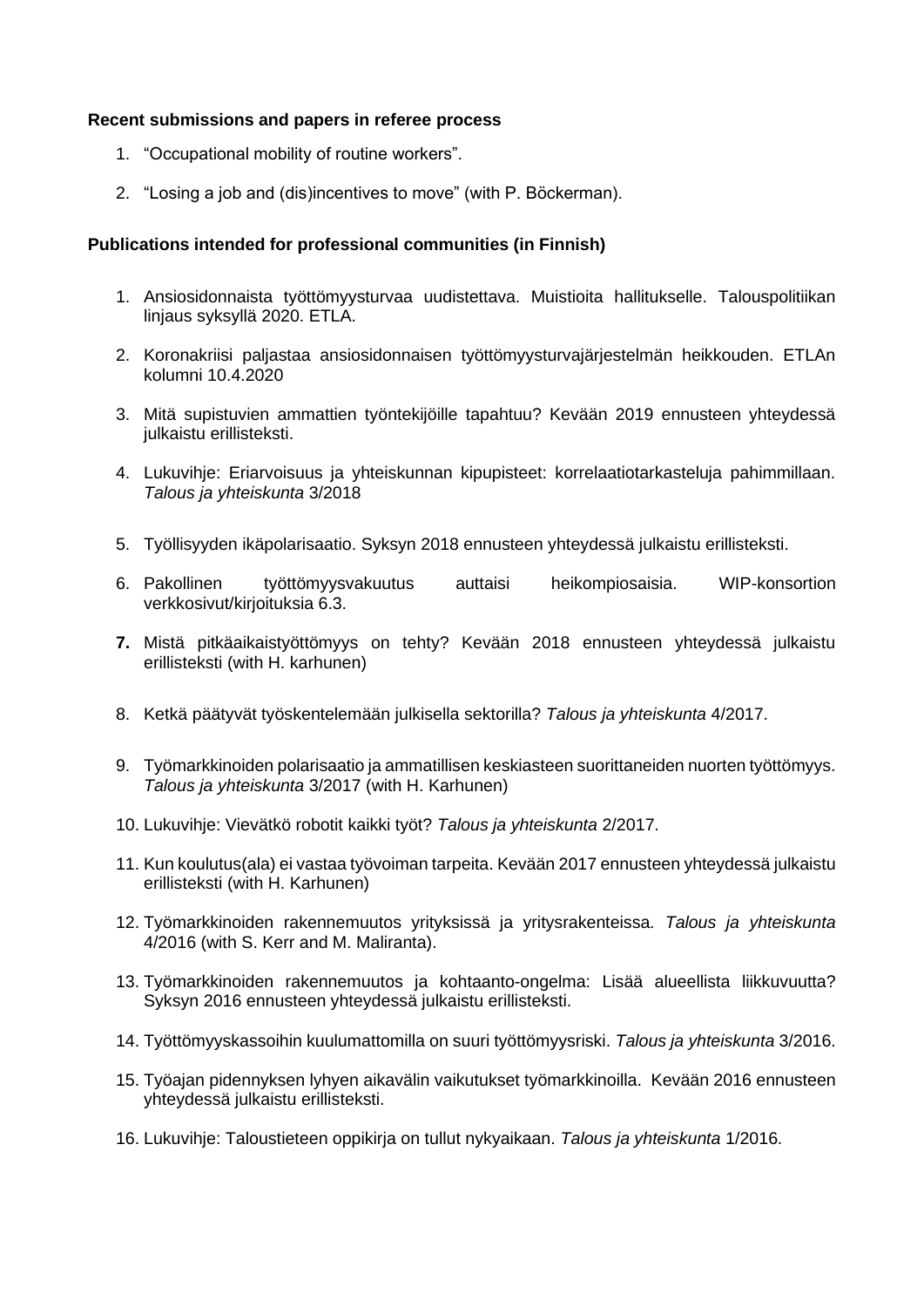**Recent submissions and papers in referee process**

1. "Occupational mobility of routine workers".
2. "Losing a job and (dis)incentives to move" (with P. Böckerman).

**Publications intended for professional communities (in Finnish)**

1. Ansiosidonnaista työttömyysturvaa uudistettava. Muistioita hallitukselle. Talouspolitiikan linjaus syksyllä 2020. ETLA.
2. Koronakriisi paljastaa ansiosidonnaisen työttömyysturvajärjestelmän heikkouden. ETLAn kolumni 10.4.2020
3. Mitä supistuvien ammattien työntekijöille tapahtuu? Kevään 2019 ennusteen yhteydessä julkaistu erillisteksti.
4. Lukuvihje: Eriarvoisuus ja yhteiskunnan kipupisteet: korrelaatiotarkasteluja pahimmillaan. *Talous ja yhteiskunta* 3/2018
5. Työllisyyden ikäpolarisaatio. Syksyn 2018 ennusteen yhteydessä julkaistu erillisteksti.
6. Pakollinen työttömyysvakuutus auttaisi heikompiosaisia. WIP-konsortion verkkosivut/kirjoituksia 6.3.
7. Mistä pitkäaikaistyöttömyys on tehty? Kevään 2018 ennusteen yhteydessä julkaistu erillisteksti (with H. karhunen)
8. Ketkä päätyvät työskentelemään julkisella sektorilla? *Talous ja yhteiskunta* 4/2017.
9. Työmarkkinoiden polarisaatio ja ammatillisen keskiasteen suorittaneiden nuorten työttömyys. *Talous ja yhteiskunta* 3/2017 (with H. Karhunen)
10. Lukuvihje: Vievätkö robotit kaikki työt? *Talous ja yhteiskunta* 2/2017.
11. Kun koulutus(ala) ei vastaa työvoiman tarpeita. Kevään 2017 ennusteen yhteydessä julkaistu erillisteksti (with H. Karhunen)
12. Työmarkkinoiden rakennemuutos yrityksissä ja yritysrakenteissa. *Talous ja yhteiskunta* 4/2016 (with S. Kerr and M. Maliranta).
13. Työmarkkinoiden rakennemuutos ja kohtaanto-ongelma: Lisää alueellista liikkuvuutta? Syksyn 2016 ennusteen yhteydessä julkaistu erillisteksti.
14. Työttömyyskassoihin kuulumattomilla on suuri työttömyysriski. *Talous ja yhteiskunta* 3/2016.
15. Työajan pidennyksen lyhyen aikavälin vaikutukset työmarkkinoilla. Kevään 2016 ennusteen yhteydessä julkaistu erillisteksti.
16. Lukuvihje: Taloustieteen oppikirja on tullut nykyaikaan. *Talous ja yhteiskunta* 1/2016.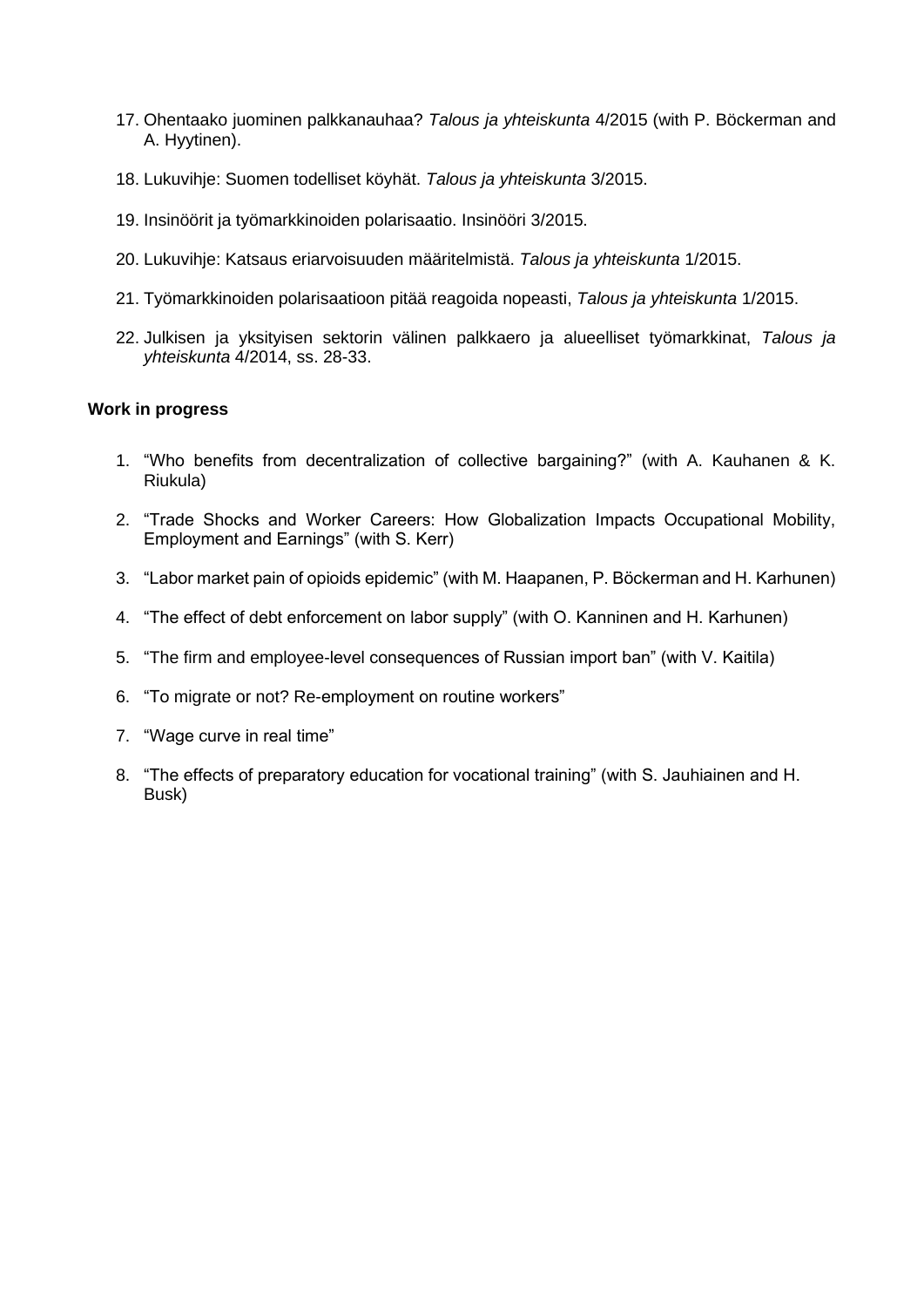17. Ohentaako juominen palkkanauhaa? *Talous ja yhteiskunta* 4/2015 (with P. Böckerman and A. Hyytinen).

18. Lukuvihje: Suomen todelliset köyhät. *Talous ja yhteiskunta* 3/2015.

19. Insinöörit ja työmarkkinoiden polarisaatio. Insinööri 3/2015.

20. Lukuvihje: Katsaus eriarvoisuuden määritelmistä. *Talous ja yhteiskunta* 1/2015.

21. Työmarkkinoiden polarisaatioon pitää reagoida nopeasti, *Talous ja yhteiskunta* 1/2015.

22. Julkisen ja yksityisen sektorin välinen palkkaero ja alueelliset työmarkkinat, *Talous ja yhteiskunta* 4/2014, ss. 28-33.

**Work in progress**

1. “Who benefits from decentralization of collective bargaining?” (with A. Kauhanen & K. Riukula)

2. “Trade Shocks and Worker Careers: How Globalization Impacts Occupational Mobility, Employment and Earnings” (with S. Kerr)

3. “Labor market pain of opioids epidemic” (with M. Haapanen, P. Böckerman and H. Karhunen)

4. “The effect of debt enforcement on labor supply” (with O. Kanninen and H. Karhunen)

5. “The firm and employee-level consequences of Russian import ban” (with V. Kaitila)

6. “To migrate or not? Re-employment on routine workers”

7. “Wage curve in real time”

8. “The effects of preparatory education for vocational training” (with S. Jauhiainen and H. Busk)